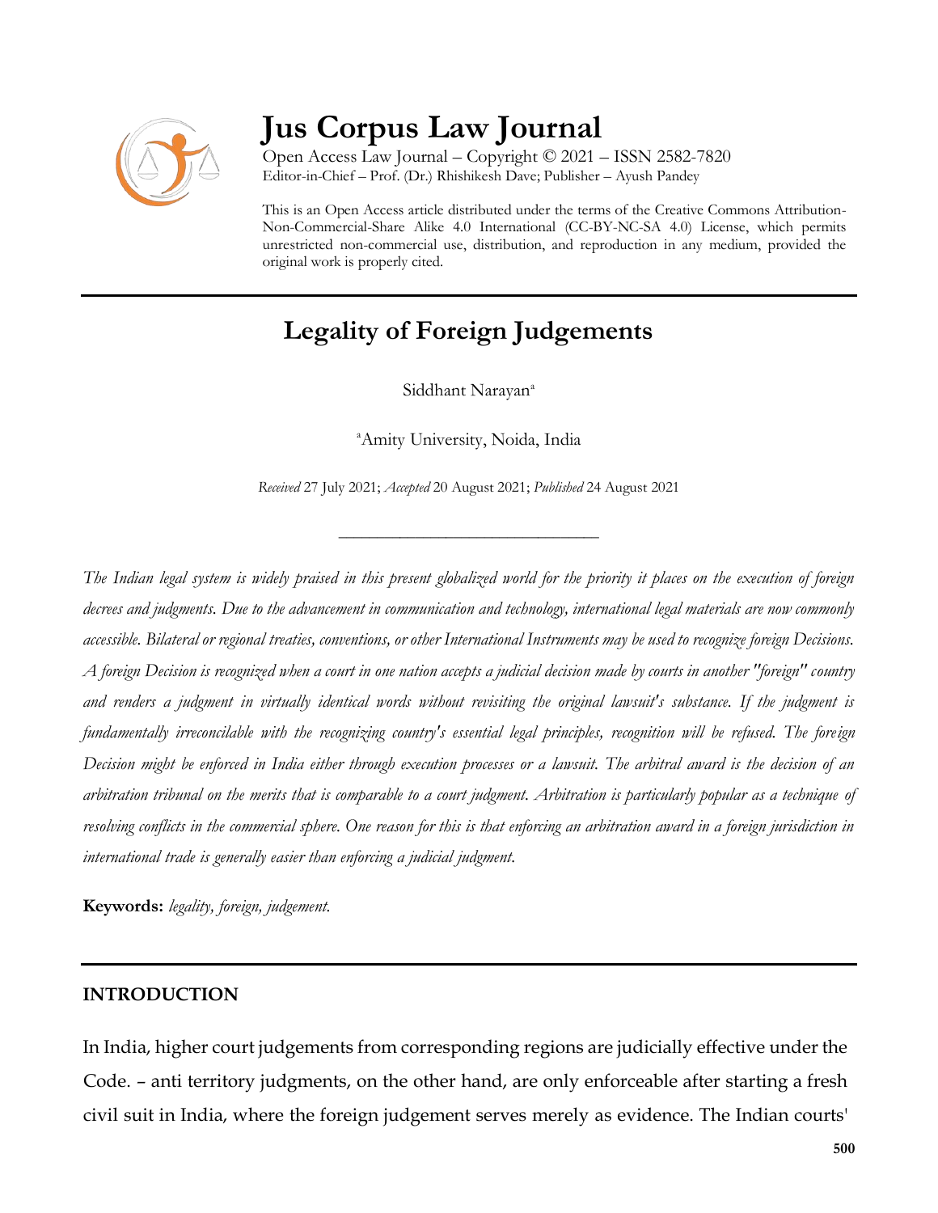# Jus Corpus Law Journal

Open Access Law Journal – Copyright © 2021 – ISSN 2582-7820
Editor-in-Chief – Prof. (Dr.) Rhishikesh Dave; Publisher – Ayush Pandey

This is an Open Access article distributed under the terms of the Creative Commons Attribution-Non-Commercial-Share Alike 4.0 International (CC-BY-NC-SA 4.0) License, which permits unrestricted non-commercial use, distribution, and reproduction in any medium, provided the original work is properly cited.

## Legality of Foreign Judgements

Siddhant Narayan[a]

[a]Amity University, Noida, India

*Received* 27 July 2021; *Accepted* 20 August 2021; *Published* 24 August 2021

---

*The Indian legal system is widely praised in this present globalized world for the priority it places on the execution of foreign decrees and judgments. Due to the advancement in communication and technology, international legal materials are now commonly accessible. Bilateral or regional treaties, conventions, or other International Instruments may be used to recognize foreign Decisions. A foreign Decision is recognized when a court in one nation accepts a judicial decision made by courts in another "foreign" country and renders a judgment in virtually identical words without revisiting the original lawsuit's substance. If the judgment is fundamentally irreconcilable with the recognizing country's essential legal principles, recognition will be refused. The foreign Decision might be enforced in India either through execution processes or a lawsuit. The arbitral award is the decision of an arbitration tribunal on the merits that is comparable to a court judgment. Arbitration is particularly popular as a technique of resolving conflicts in the commercial sphere. One reason for this is that enforcing an arbitration award in a foreign jurisdiction in international trade is generally easier than enforcing a judicial judgment.*

**Keywords:** *legality, foreign, judgement.*

---

### INTRODUCTION

In India, higher court judgements from corresponding regions are judicially effective under the Code. – anti territory judgments, on the other hand, are only enforceable after starting a fresh civil suit in India, where the foreign judgement serves merely as evidence. The Indian courts'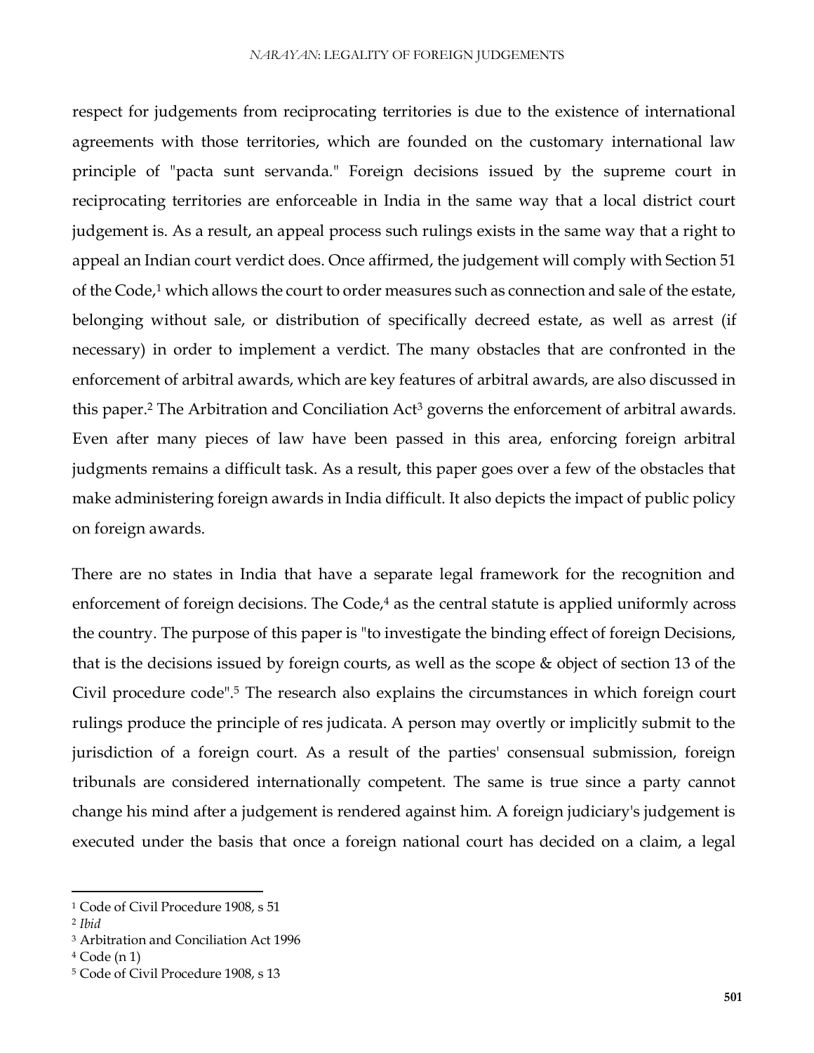respect for judgements from reciprocating territories is due to the existence of international agreements with those territories, which are founded on the customary international law principle of "pacta sunt servanda." Foreign decisions issued by the supreme court in reciprocating territories are enforceable in India in the same way that a local district court judgement is. As a result, an appeal process such rulings exists in the same way that a right to appeal an Indian court verdict does. Once affirmed, the judgement will comply with Section 51 of the Code,[1] which allows the court to order measures such as connection and sale of the estate, belonging without sale, or distribution of specifically decreed estate, as well as arrest (if necessary) in order to implement a verdict. The many obstacles that are confronted in the enforcement of arbitral awards, which are key features of arbitral awards, are also discussed in this paper.[2] The Arbitration and Conciliation Act[3] governs the enforcement of arbitral awards. Even after many pieces of law have been passed in this area, enforcing foreign arbitral judgments remains a difficult task. As a result, this paper goes over a few of the obstacles that make administering foreign awards in India difficult. It also depicts the impact of public policy on foreign awards.

There are no states in India that have a separate legal framework for the recognition and enforcement of foreign decisions. The Code,[4] as the central statute is applied uniformly across the country. The purpose of this paper is "to investigate the binding effect of foreign Decisions, that is the decisions issued by foreign courts, as well as the scope & object of section 13 of the Civil procedure code".[5] The research also explains the circumstances in which foreign court rulings produce the principle of res judicata. A person may overtly or implicitly submit to the jurisdiction of a foreign court. As a result of the parties' consensual submission, foreign tribunals are considered internationally competent. The same is true since a party cannot change his mind after a judgement is rendered against him. A foreign judiciary's judgement is executed under the basis that once a foreign national court has decided on a claim, a legal

---

[1] Code of Civil Procedure 1908, s 51

[2] *Ibid*

[3] Arbitration and Conciliation Act 1996

[4] Code (n 1)

[5] Code of Civil Procedure 1908, s 13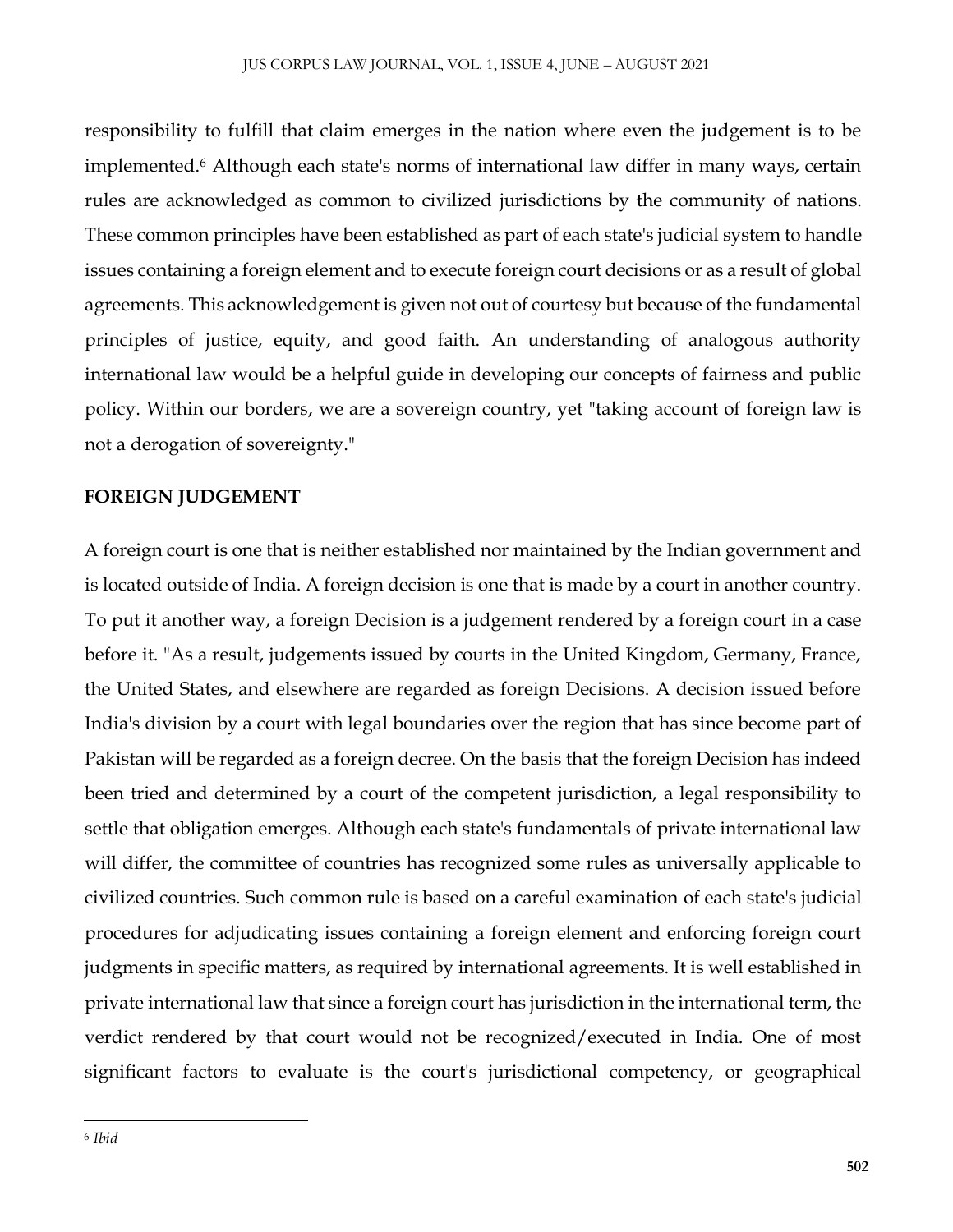responsibility to fulfill that claim emerges in the nation where even the judgement is to be implemented.[6] Although each state's norms of international law differ in many ways, certain rules are acknowledged as common to civilized jurisdictions by the community of nations. These common principles have been established as part of each state's judicial system to handle issues containing a foreign element and to execute foreign court decisions or as a result of global agreements. This acknowledgement is given not out of courtesy but because of the fundamental principles of justice, equity, and good faith. An understanding of analogous authority international law would be a helpful guide in developing our concepts of fairness and public policy. Within our borders, we are a sovereign country, yet "taking account of foreign law is not a derogation of sovereignty."

**FOREIGN JUDGEMENT**

A foreign court is one that is neither established nor maintained by the Indian government and is located outside of India. A foreign decision is one that is made by a court in another country. To put it another way, a foreign Decision is a judgement rendered by a foreign court in a case before it. "As a result, judgements issued by courts in the United Kingdom, Germany, France, the United States, and elsewhere are regarded as foreign Decisions. A decision issued before India's division by a court with legal boundaries over the region that has since become part of Pakistan will be regarded as a foreign decree. On the basis that the foreign Decision has indeed been tried and determined by a court of the competent jurisdiction, a legal responsibility to settle that obligation emerges. Although each state's fundamentals of private international law will differ, the committee of countries has recognized some rules as universally applicable to civilized countries. Such common rule is based on a careful examination of each state's judicial procedures for adjudicating issues containing a foreign element and enforcing foreign court judgments in specific matters, as required by international agreements. It is well established in private international law that since a foreign court has jurisdiction in the international term, the verdict rendered by that court would not be recognized/executed in India. One of most significant factors to evaluate is the court's jurisdictional competency, or geographical

[6] *Ibid*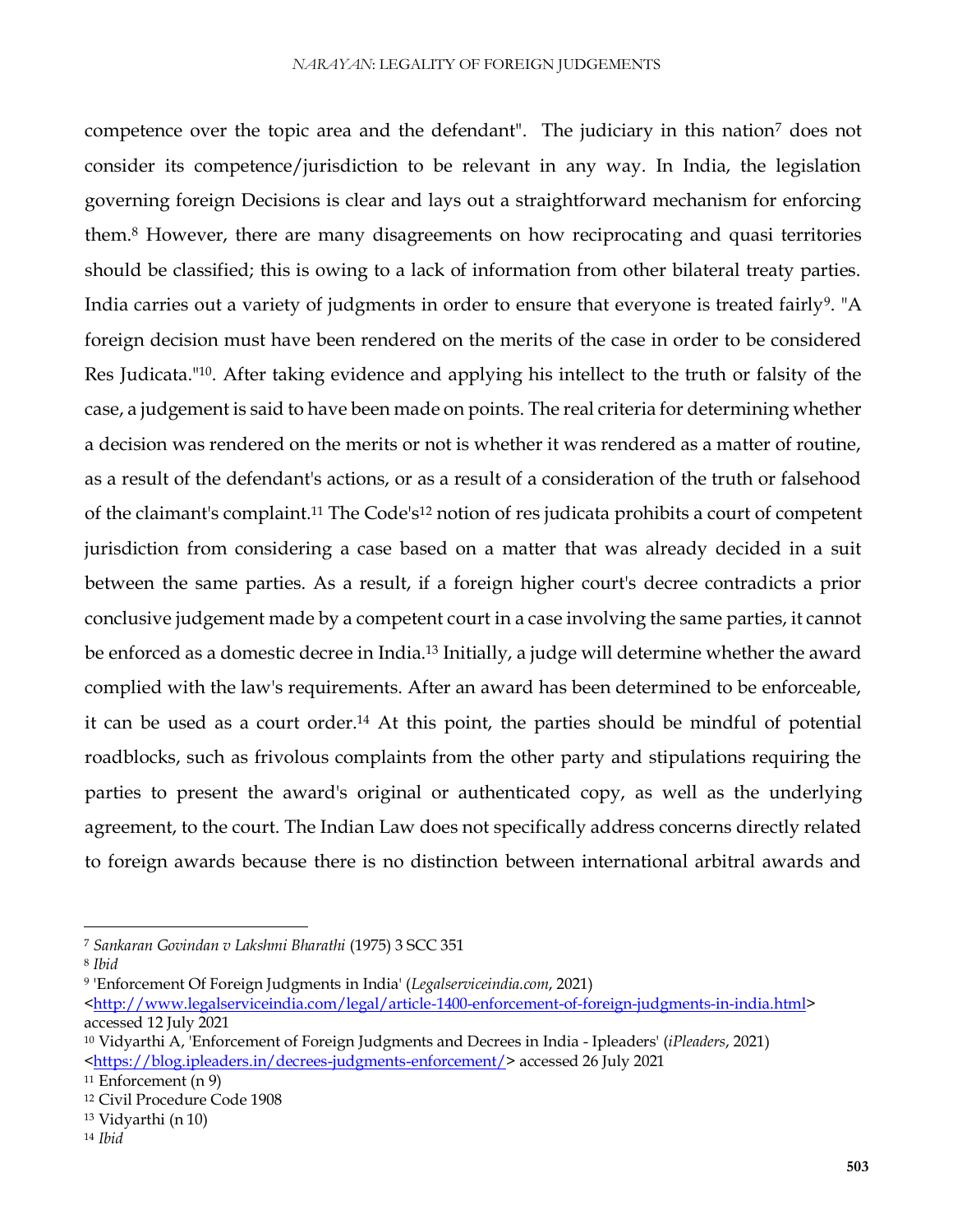competence over the topic area and the defendant". The judiciary in this nation[7] does not consider its competence/jurisdiction to be relevant in any way. In India, the legislation governing foreign Decisions is clear and lays out a straightforward mechanism for enforcing them.[8] However, there are many disagreements on how reciprocating and quasi territories should be classified; this is owing to a lack of information from other bilateral treaty parties. India carries out a variety of judgments in order to ensure that everyone is treated fairly[9]. "A foreign decision must have been rendered on the merits of the case in order to be considered Res Judicata."[10]. After taking evidence and applying his intellect to the truth or falsity of the case, a judgement is said to have been made on points. The real criteria for determining whether a decision was rendered on the merits or not is whether it was rendered as a matter of routine, as a result of the defendant's actions, or as a result of a consideration of the truth or falsehood of the claimant's complaint.[11] The Code's[12] notion of res judicata prohibits a court of competent jurisdiction from considering a case based on a matter that was already decided in a suit between the same parties. As a result, if a foreign higher court's decree contradicts a prior conclusive judgement made by a competent court in a case involving the same parties, it cannot be enforced as a domestic decree in India.[13] Initially, a judge will determine whether the award complied with the law's requirements. After an award has been determined to be enforceable, it can be used as a court order.[14] At this point, the parties should be mindful of potential roadblocks, such as frivolous complaints from the other party and stipulations requiring the parties to present the award's original or authenticated copy, as well as the underlying agreement, to the court. The Indian Law does not specifically address concerns directly related to foreign awards because there is no distinction between international arbitral awards and

---

[7] *Sankaran Govindan v Lakshmi Bharathi* (1975) 3 SCC 351

[8] *Ibid*

[9] 'Enforcement Of Foreign Judgments in India' (*Legalserviceindia.com*, 2021) <http://www.legalserviceindia.com/legal/article-1400-enforcement-of-foreign-judgments-in-india.html> accessed 12 July 2021

[10] Vidyarthi A, 'Enforcement of Foreign Judgments and Decrees in India - Ipleaders' (*iPleaders*, 2021) <https://blog.ipleaders.in/decrees-judgments-enforcement/> accessed 26 July 2021

[11] Enforcement (n 9)

[12] Civil Procedure Code 1908

[13] Vidyarthi (n 10)

[14] *Ibid*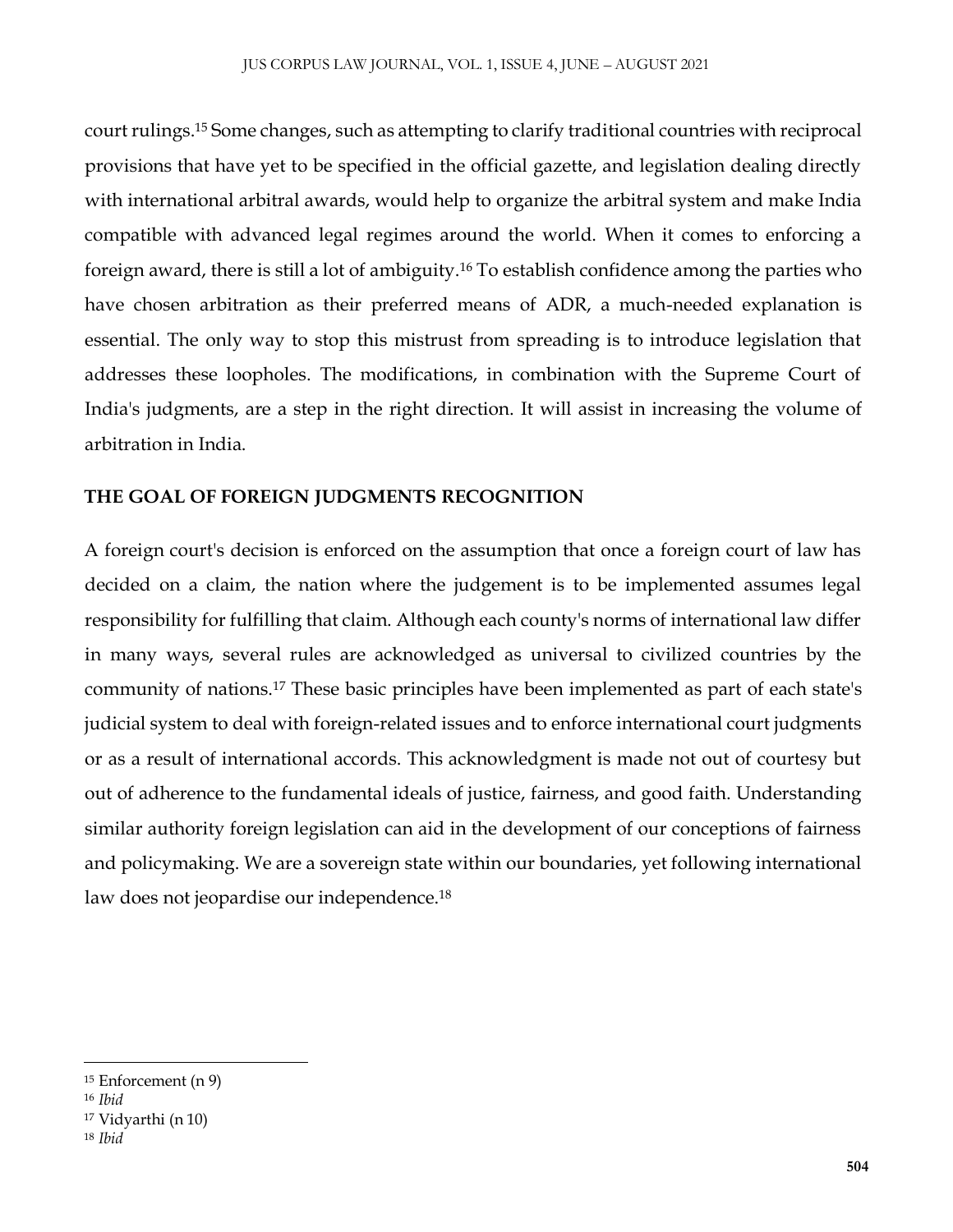court rulings.[15] Some changes, such as attempting to clarify traditional countries with reciprocal provisions that have yet to be specified in the official gazette, and legislation dealing directly with international arbitral awards, would help to organize the arbitral system and make India compatible with advanced legal regimes around the world. When it comes to enforcing a foreign award, there is still a lot of ambiguity.[16] To establish confidence among the parties who have chosen arbitration as their preferred means of ADR, a much-needed explanation is essential. The only way to stop this mistrust from spreading is to introduce legislation that addresses these loopholes. The modifications, in combination with the Supreme Court of India's judgments, are a step in the right direction. It will assist in increasing the volume of arbitration in India.

## THE GOAL OF FOREIGN JUDGMENTS RECOGNITION

A foreign court's decision is enforced on the assumption that once a foreign court of law has decided on a claim, the nation where the judgement is to be implemented assumes legal responsibility for fulfilling that claim. Although each county's norms of international law differ in many ways, several rules are acknowledged as universal to civilized countries by the community of nations.[17] These basic principles have been implemented as part of each state's judicial system to deal with foreign-related issues and to enforce international court judgments or as a result of international accords. This acknowledgment is made not out of courtesy but out of adherence to the fundamental ideals of justice, fairness, and good faith. Understanding similar authority foreign legislation can aid in the development of our conceptions of fairness and policymaking. We are a sovereign state within our boundaries, yet following international law does not jeopardise our independence.[18]

---

[15] Enforcement (n 9)

[16] *Ibid*

[17] Vidyarthi (n 10)

[18] *Ibid*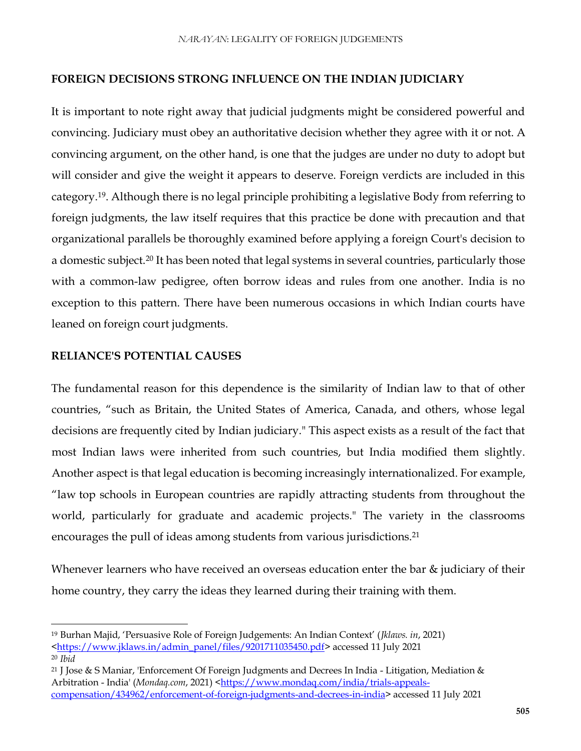## FOREIGN DECISIONS STRONG INFLUENCE ON THE INDIAN JUDICIARY

It is important to note right away that judicial judgments might be considered powerful and convincing. Judiciary must obey an authoritative decision whether they agree with it or not. A convincing argument, on the other hand, is one that the judges are under no duty to adopt but will consider and give the weight it appears to deserve. Foreign verdicts are included in this category.[19]. Although there is no legal principle prohibiting a legislative Body from referring to foreign judgments, the law itself requires that this practice be done with precaution and that organizational parallels be thoroughly examined before applying a foreign Court's decision to a domestic subject.[20] It has been noted that legal systems in several countries, particularly those with a common-law pedigree, often borrow ideas and rules from one another. India is no exception to this pattern. There have been numerous occasions in which Indian courts have leaned on foreign court judgments.

## RELIANCE'S POTENTIAL CAUSES

The fundamental reason for this dependence is the similarity of Indian law to that of other countries, "such as Britain, the United States of America, Canada, and others, whose legal decisions are frequently cited by Indian judiciary." This aspect exists as a result of the fact that most Indian laws were inherited from such countries, but India modified them slightly. Another aspect is that legal education is becoming increasingly internationalized. For example, "law top schools in European countries are rapidly attracting students from throughout the world, particularly for graduate and academic projects." The variety in the classrooms encourages the pull of ideas among students from various jurisdictions.[21]

Whenever learners who have received an overseas education enter the bar & judiciary of their home country, they carry the ideas they learned during their training with them.

---

[19] Burhan Majid, 'Persuasive Role of Foreign Judgements: An Indian Context' (*Jklaws. in*, 2021) <https://www.jklaws.in/admin_panel/files/9201711035450.pdf> accessed 11 July 2021

[20] *Ibid*

[21] J Jose & S Maniar, 'Enforcement Of Foreign Judgments and Decrees In India - Litigation, Mediation & Arbitration - India' (*Mondaq.com*, 2021) <https://www.mondaq.com/india/trials-appeals-compensation/434962/enforcement-of-foreign-judgments-and-decrees-in-india> accessed 11 July 2021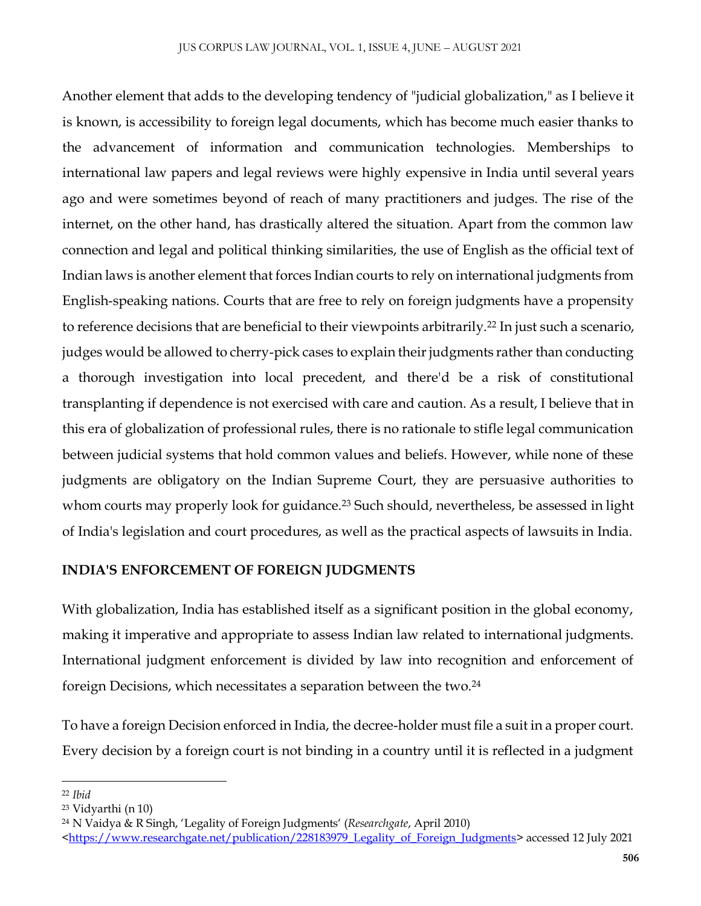Another element that adds to the developing tendency of "judicial globalization," as I believe it is known, is accessibility to foreign legal documents, which has become much easier thanks to the advancement of information and communication technologies. Memberships to international law papers and legal reviews were highly expensive in India until several years ago and were sometimes beyond of reach of many practitioners and judges. The rise of the internet, on the other hand, has drastically altered the situation. Apart from the common law connection and legal and political thinking similarities, the use of English as the official text of Indian laws is another element that forces Indian courts to rely on international judgments from English-speaking nations. Courts that are free to rely on foreign judgments have a propensity to reference decisions that are beneficial to their viewpoints arbitrarily.[22] In just such a scenario, judges would be allowed to cherry-pick cases to explain their judgments rather than conducting a thorough investigation into local precedent, and there'd be a risk of constitutional transplanting if dependence is not exercised with care and caution. As a result, I believe that in this era of globalization of professional rules, there is no rationale to stifle legal communication between judicial systems that hold common values and beliefs. However, while none of these judgments are obligatory on the Indian Supreme Court, they are persuasive authorities to whom courts may properly look for guidance.[23] Such should, nevertheless, be assessed in light of India's legislation and court procedures, as well as the practical aspects of lawsuits in India.

## INDIA'S ENFORCEMENT OF FOREIGN JUDGMENTS

With globalization, India has established itself as a significant position in the global economy, making it imperative and appropriate to assess Indian law related to international judgments. International judgment enforcement is divided by law into recognition and enforcement of foreign Decisions, which necessitates a separation between the two.[24]

To have a foreign Decision enforced in India, the decree-holder must file a suit in a proper court. Every decision by a foreign court is not binding in a country until it is reflected in a judgment

---

[22] *Ibid*

[23] Vidyarthi (n 10)

[24] N Vaidya & R Singh, 'Legality of Foreign Judgments' (*Researchgate*, April 2010) <https://www.researchgate.net/publication/228183979_Legality_of_Foreign_Judgments> accessed 12 July 2021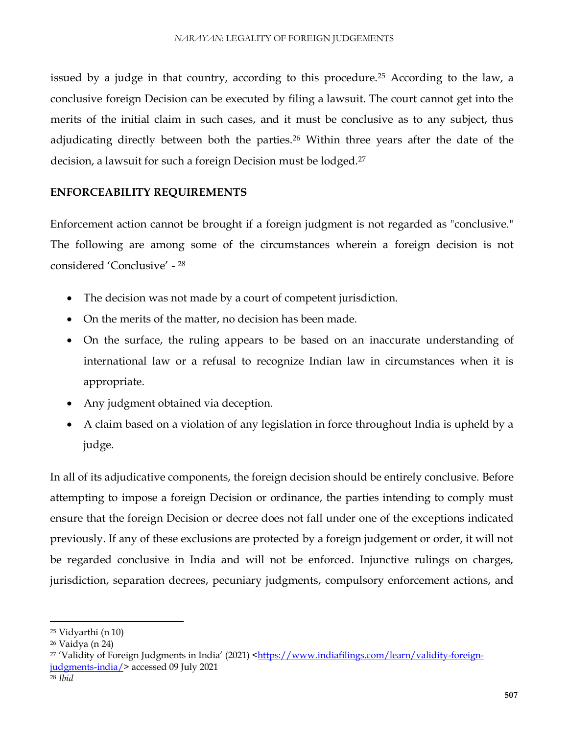issued by a judge in that country, according to this procedure.[25] According to the law, a conclusive foreign Decision can be executed by filing a lawsuit. The court cannot get into the merits of the initial claim in such cases, and it must be conclusive as to any subject, thus adjudicating directly between both the parties.[26] Within three years after the date of the decision, a lawsuit for such a foreign Decision must be lodged.[27]

## ENFORCEABILITY REQUIREMENTS

Enforcement action cannot be brought if a foreign judgment is not regarded as "conclusive." The following are among some of the circumstances wherein a foreign decision is not considered 'Conclusive' - [28]

- The decision was not made by a court of competent jurisdiction.
- On the merits of the matter, no decision has been made.
- On the surface, the ruling appears to be based on an inaccurate understanding of international law or a refusal to recognize Indian law in circumstances when it is appropriate.
- Any judgment obtained via deception.
- A claim based on a violation of any legislation in force throughout India is upheld by a judge.

In all of its adjudicative components, the foreign decision should be entirely conclusive. Before attempting to impose a foreign Decision or ordinance, the parties intending to comply must ensure that the foreign Decision or decree does not fall under one of the exceptions indicated previously. If any of these exclusions are protected by a foreign judgement or order, it will not be regarded conclusive in India and will not be enforced. Injunctive rulings on charges, jurisdiction, separation decrees, pecuniary judgments, compulsory enforcement actions, and

[25] Vidyarthi (n 10)

[26] Vaidya (n 24)

[27] 'Validity of Foreign Judgments in India' (2021) <https://www.indiafilings.com/learn/validity-foreign-judgments-india/> accessed 09 July 2021

[28] *Ibid*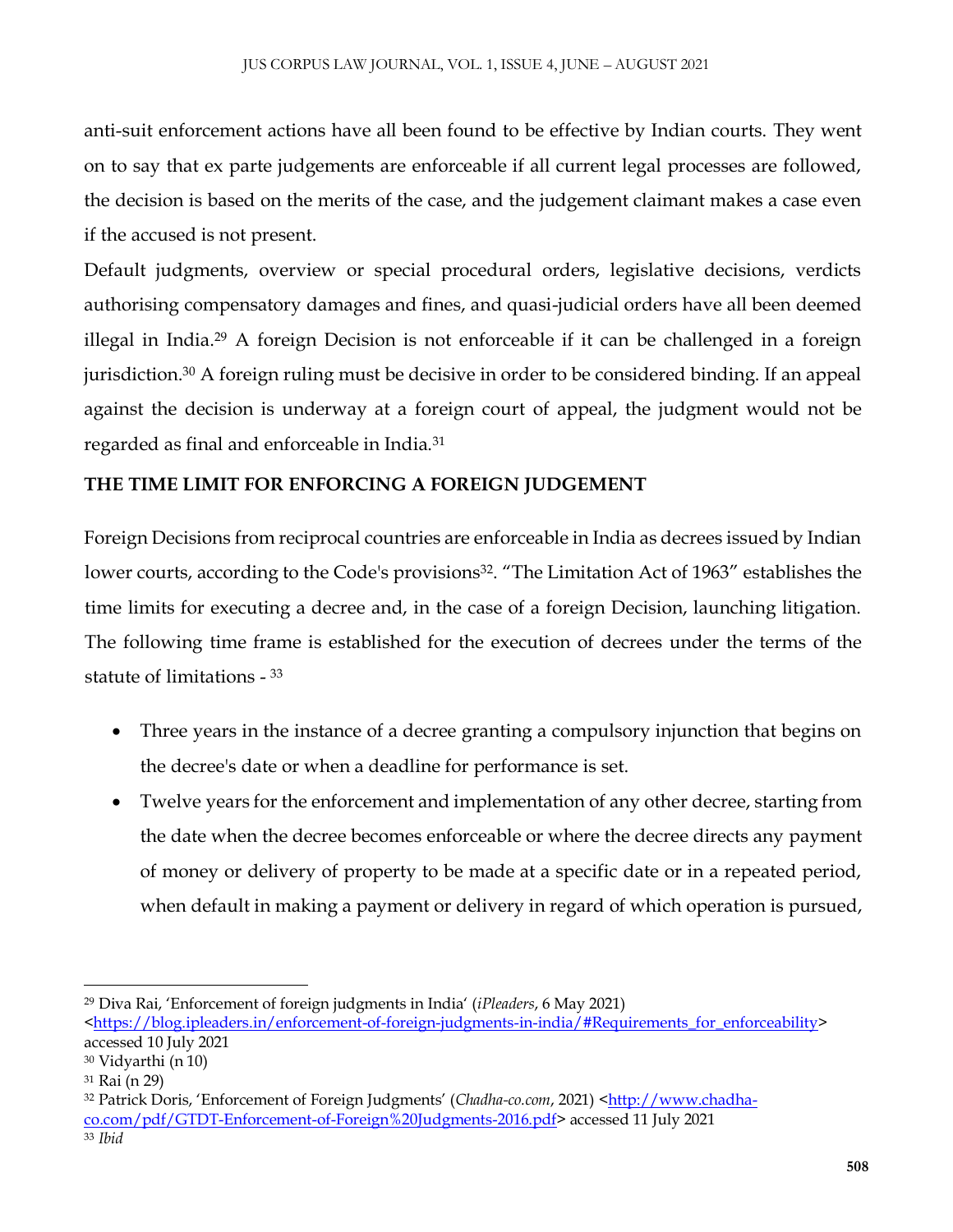anti-suit enforcement actions have all been found to be effective by Indian courts. They went on to say that ex parte judgements are enforceable if all current legal processes are followed, the decision is based on the merits of the case, and the judgement claimant makes a case even if the accused is not present.

Default judgments, overview or special procedural orders, legislative decisions, verdicts authorising compensatory damages and fines, and quasi-judicial orders have all been deemed illegal in India.[29] A foreign Decision is not enforceable if it can be challenged in a foreign jurisdiction.[30] A foreign ruling must be decisive in order to be considered binding. If an appeal against the decision is underway at a foreign court of appeal, the judgment would not be regarded as final and enforceable in India.[31]

## THE TIME LIMIT FOR ENFORCING A FOREIGN JUDGEMENT

Foreign Decisions from reciprocal countries are enforceable in India as decrees issued by Indian lower courts, according to the Code's provisions[32]. "The Limitation Act of 1963" establishes the time limits for executing a decree and, in the case of a foreign Decision, launching litigation. The following time frame is established for the execution of decrees under the terms of the statute of limitations - [33]

- Three years in the instance of a decree granting a compulsory injunction that begins on the decree's date or when a deadline for performance is set.
- Twelve years for the enforcement and implementation of any other decree, starting from the date when the decree becomes enforceable or where the decree directs any payment of money or delivery of property to be made at a specific date or in a repeated period, when default in making a payment or delivery in regard of which operation is pursued,

---

[29] Diva Rai, 'Enforcement of foreign judgments in India' (*iPleaders*, 6 May 2021) <https://blog.ipleaders.in/enforcement-of-foreign-judgments-in-india/#Requirements_for_enforceability> accessed 10 July 2021

[30] Vidyarthi (n 10)

[31] Rai (n 29)

[32] Patrick Doris, 'Enforcement of Foreign Judgments' (*Chadha-co.com*, 2021) <http://www.chadha-co.com/pdf/GTDT-Enforcement-of-Foreign%20Judgments-2016.pdf> accessed 11 July 2021

[33] *Ibid*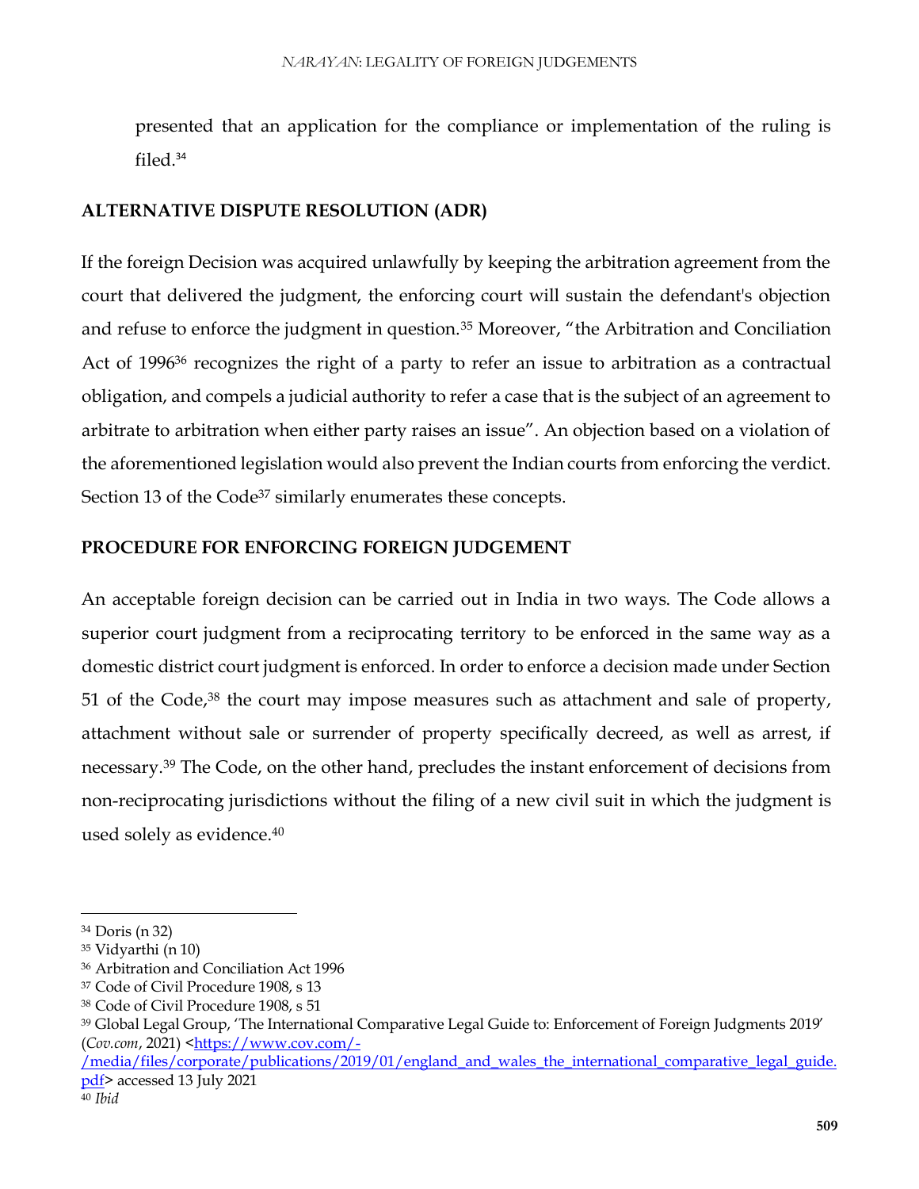presented that an application for the compliance or implementation of the ruling is filed.[34]

## ALTERNATIVE DISPUTE RESOLUTION (ADR)

If the foreign Decision was acquired unlawfully by keeping the arbitration agreement from the court that delivered the judgment, the enforcing court will sustain the defendant's objection and refuse to enforce the judgment in question.[35] Moreover, "the Arbitration and Conciliation Act of 1996[36] recognizes the right of a party to refer an issue to arbitration as a contractual obligation, and compels a judicial authority to refer a case that is the subject of an agreement to arbitrate to arbitration when either party raises an issue". An objection based on a violation of the aforementioned legislation would also prevent the Indian courts from enforcing the verdict. Section 13 of the Code[37] similarly enumerates these concepts.

## PROCEDURE FOR ENFORCING FOREIGN JUDGEMENT

An acceptable foreign decision can be carried out in India in two ways. The Code allows a superior court judgment from a reciprocating territory to be enforced in the same way as a domestic district court judgment is enforced. In order to enforce a decision made under Section 51 of the Code,[38] the court may impose measures such as attachment and sale of property, attachment without sale or surrender of property specifically decreed, as well as arrest, if necessary.[39] The Code, on the other hand, precludes the instant enforcement of decisions from non-reciprocating jurisdictions without the filing of a new civil suit in which the judgment is used solely as evidence.[40]

---

[34] Doris (n 32)

[35] Vidyarthi (n 10)

[36] Arbitration and Conciliation Act 1996

[37] Code of Civil Procedure 1908, s 13

[38] Code of Civil Procedure 1908, s 51

[39] Global Legal Group, 'The International Comparative Legal Guide to: Enforcement of Foreign Judgments 2019' (*Cov.com*, 2021) <https://www.cov.com/-/media/files/corporate/publications/2019/01/england_and_wales_the_international_comparative_legal_guide.pdf> accessed 13 July 2021

[40] *Ibid*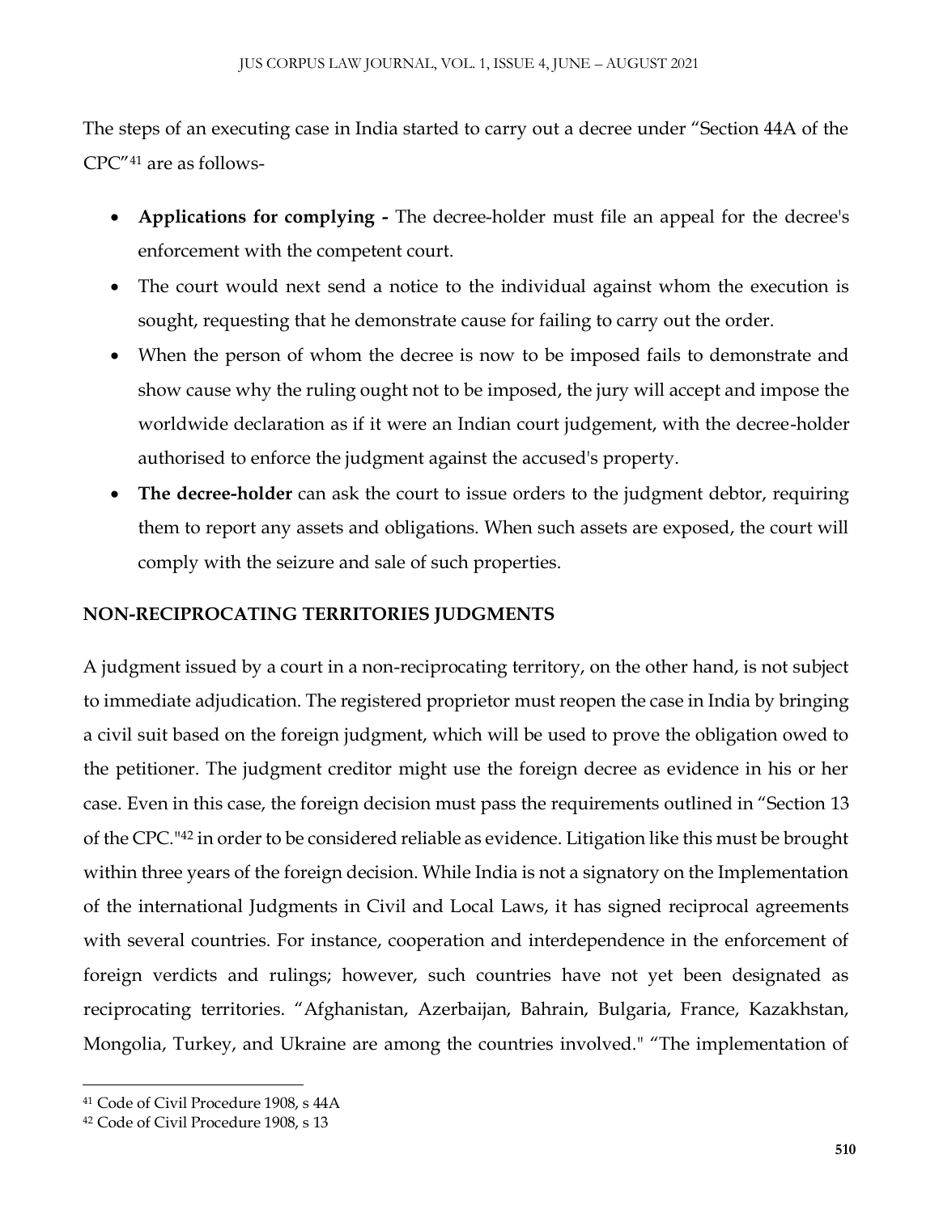The steps of an executing case in India started to carry out a decree under "Section 44A of the CPC"[41] are as follows-

- **Applications for complying -** The decree-holder must file an appeal for the decree's enforcement with the competent court.
- The court would next send a notice to the individual against whom the execution is sought, requesting that he demonstrate cause for failing to carry out the order.
- When the person of whom the decree is now to be imposed fails to demonstrate and show cause why the ruling ought not to be imposed, the jury will accept and impose the worldwide declaration as if it were an Indian court judgement, with the decree-holder authorised to enforce the judgment against the accused's property.
- **The decree-holder** can ask the court to issue orders to the judgment debtor, requiring them to report any assets and obligations. When such assets are exposed, the court will comply with the seizure and sale of such properties.

## NON-RECIPROCATING TERRITORIES JUDGMENTS

A judgment issued by a court in a non-reciprocating territory, on the other hand, is not subject to immediate adjudication. The registered proprietor must reopen the case in India by bringing a civil suit based on the foreign judgment, which will be used to prove the obligation owed to the petitioner. The judgment creditor might use the foreign decree as evidence in his or her case. Even in this case, the foreign decision must pass the requirements outlined in "Section 13 of the CPC."[42] in order to be considered reliable as evidence. Litigation like this must be brought within three years of the foreign decision. While India is not a signatory on the Implementation of the international Judgments in Civil and Local Laws, it has signed reciprocal agreements with several countries. For instance, cooperation and interdependence in the enforcement of foreign verdicts and rulings; however, such countries have not yet been designated as reciprocating territories. "Afghanistan, Azerbaijan, Bahrain, Bulgaria, France, Kazakhstan, Mongolia, Turkey, and Ukraine are among the countries involved." "The implementation of

---

[41] Code of Civil Procedure 1908, s 44A

[42] Code of Civil Procedure 1908, s 13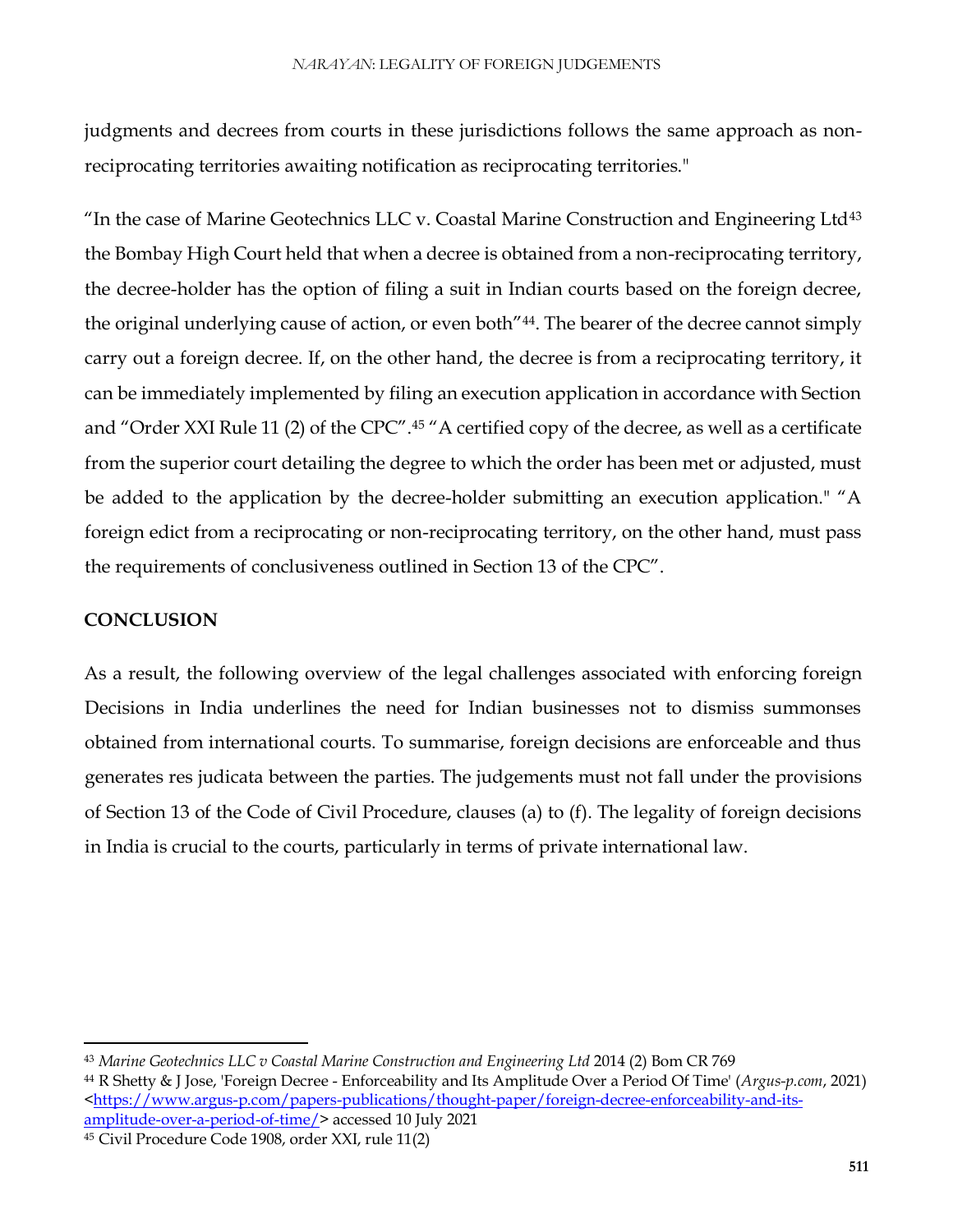judgments and decrees from courts in these jurisdictions follows the same approach as non-reciprocating territories awaiting notification as reciprocating territories."

"In the case of Marine Geotechnics LLC v. Coastal Marine Construction and Engineering Ltd[43] the Bombay High Court held that when a decree is obtained from a non-reciprocating territory, the decree-holder has the option of filing a suit in Indian courts based on the foreign decree, the original underlying cause of action, or even both"[44]. The bearer of the decree cannot simply carry out a foreign decree. If, on the other hand, the decree is from a reciprocating territory, it can be immediately implemented by filing an execution application in accordance with Section and "Order XXI Rule 11 (2) of the CPC".[45] "A certified copy of the decree, as well as a certificate from the superior court detailing the degree to which the order has been met or adjusted, must be added to the application by the decree-holder submitting an execution application." "A foreign edict from a reciprocating or non-reciprocating territory, on the other hand, must pass the requirements of conclusiveness outlined in Section 13 of the CPC".

## CONCLUSION

As a result, the following overview of the legal challenges associated with enforcing foreign Decisions in India underlines the need for Indian businesses not to dismiss summonses obtained from international courts. To summarise, foreign decisions are enforceable and thus generates res judicata between the parties. The judgements must not fall under the provisions of Section 13 of the Code of Civil Procedure, clauses (a) to (f). The legality of foreign decisions in India is crucial to the courts, particularly in terms of private international law.

---

[43] *Marine Geotechnics LLC v Coastal Marine Construction and Engineering Ltd* 2014 (2) Bom CR 769

[44] R Shetty & J Jose, 'Foreign Decree - Enforceability and Its Amplitude Over a Period Of Time' (*Argus-p.com*, 2021) <https://www.argus-p.com/papers-publications/thought-paper/foreign-decree-enforceability-and-its-amplitude-over-a-period-of-time/> accessed 10 July 2021

[45] Civil Procedure Code 1908, order XXI, rule 11(2)